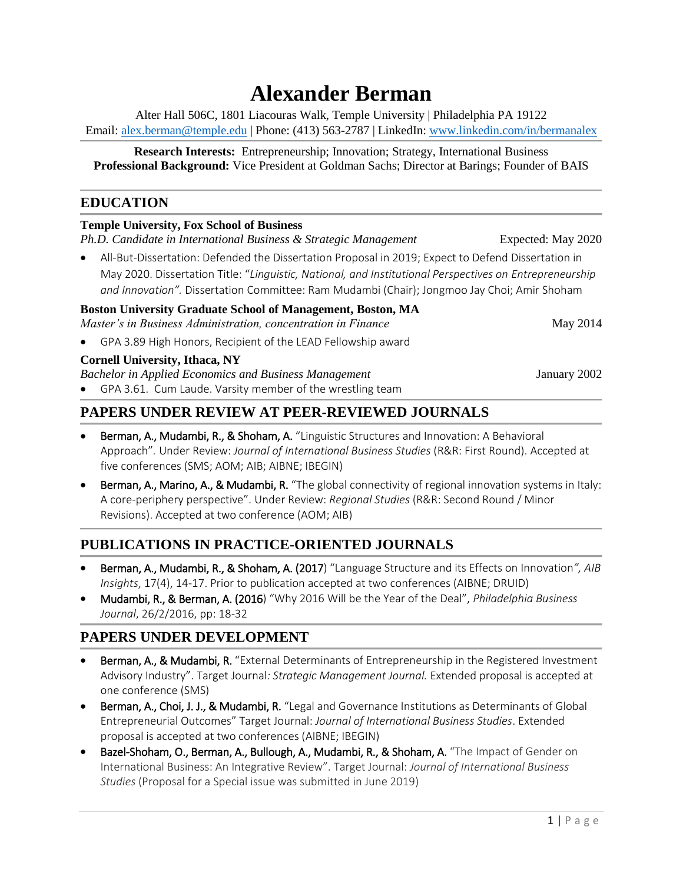# Alexander Berman

Alter Hall 506C, 1801 Liacouras Walk, Temple University | Philadelphia PA 19122
Email: [alex.berman@temple.edu](mailto:alex.berman@temple.edu) | Phone: (413) 563-2787 | LinkedIn: [www.linkedin.com/in/bermanalex](http://www.linkedin.com/in/bermanalex)

**Research Interests:** Entrepreneurship; Innovation; Strategy, International Business
**Professional Background:** Vice President at Goldman Sachs; Director at Barings; Founder of BAIS

## EDUCATION

**Temple University, Fox School of Business**
*Ph.D. Candidate in International Business & Strategic Management* — Expected: May 2020

- All-But-Dissertation: Defended the Dissertation Proposal in 2019; Expect to Defend Dissertation in May 2020. Dissertation Title: "*Linguistic, National, and Institutional Perspectives on Entrepreneurship and Innovation".* Dissertation Committee: Ram Mudambi (Chair); Jongmoo Jay Choi; Amir Shoham

**Boston University Graduate School of Management, Boston, MA**
*Master's in Business Administration, concentration in Finance* — May 2014

- GPA 3.89 High Honors, Recipient of the LEAD Fellowship award

**Cornell University, Ithaca, NY**
*Bachelor in Applied Economics and Business Management* — January 2002

- GPA 3.61. Cum Laude. Varsity member of the wrestling team

## PAPERS UNDER REVIEW AT PEER-REVIEWED JOURNALS

- Berman, A., Mudambi, R., & Shoham, A. "Linguistic Structures and Innovation: A Behavioral Approach". Under Review: *Journal of International Business Studies* (R&R: First Round). Accepted at five conferences (SMS; AOM; AIB; AIBNE; IBEGIN)
- Berman, A., Marino, A., & Mudambi, R. "The global connectivity of regional innovation systems in Italy: A core-periphery perspective". Under Review: *Regional Studies* (R&R: Second Round / Minor Revisions). Accepted at two conference (AOM; AIB)

## PUBLICATIONS IN PRACTICE-ORIENTED JOURNALS

- Berman, A., Mudambi, R., & Shoham, A. (2017) "Language Structure and its Effects on Innovation*", AIB Insights*, 17(4), 14-17. Prior to publication accepted at two conferences (AIBNE; DRUID)
- Mudambi, R., & Berman, A. (2016) "Why 2016 Will be the Year of the Deal", *Philadelphia Business Journal*, 26/2/2016, pp: 18-32

## PAPERS UNDER DEVELOPMENT

- Berman, A., & Mudambi, R. "External Determinants of Entrepreneurship in the Registered Investment Advisory Industry". Target Journal*: Strategic Management Journal.* Extended proposal is accepted at one conference (SMS)
- Berman, A., Choi, J. J., & Mudambi, R. "Legal and Governance Institutions as Determinants of Global Entrepreneurial Outcomes" Target Journal: *Journal of International Business Studies*. Extended proposal is accepted at two conferences (AIBNE; IBEGIN)
- Bazel-Shoham, O., Berman, A., Bullough, A., Mudambi, R., & Shoham, A. "The Impact of Gender on International Business: An Integrative Review". Target Journal: *Journal of International Business Studies* (Proposal for a Special issue was submitted in June 2019)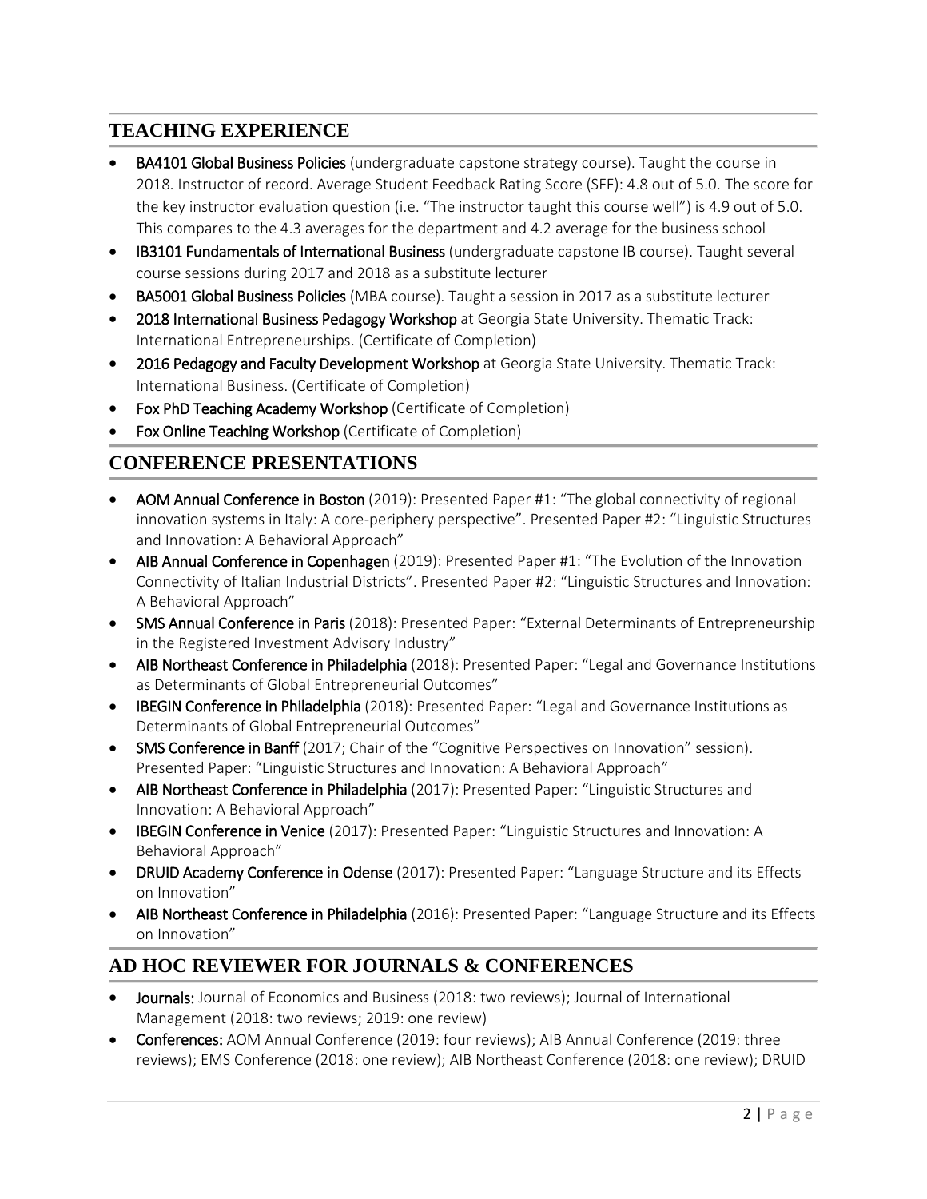## TEACHING EXPERIENCE

- **BA4101 Global Business Policies** (undergraduate capstone strategy course). Taught the course in 2018. Instructor of record. Average Student Feedback Rating Score (SFF): 4.8 out of 5.0. The score for the key instructor evaluation question (i.e. "The instructor taught this course well") is 4.9 out of 5.0. This compares to the 4.3 averages for the department and 4.2 average for the business school
- **IB3101 Fundamentals of International Business** (undergraduate capstone IB course). Taught several course sessions during 2017 and 2018 as a substitute lecturer
- **BA5001 Global Business Policies** (MBA course). Taught a session in 2017 as a substitute lecturer
- **2018 International Business Pedagogy Workshop** at Georgia State University. Thematic Track: International Entrepreneurships. (Certificate of Completion)
- **2016 Pedagogy and Faculty Development Workshop** at Georgia State University. Thematic Track: International Business. (Certificate of Completion)
- **Fox PhD Teaching Academy Workshop** (Certificate of Completion)
- **Fox Online Teaching Workshop** (Certificate of Completion)

## CONFERENCE PRESENTATIONS

- **AOM Annual Conference in Boston** (2019): Presented Paper #1: "The global connectivity of regional innovation systems in Italy: A core-periphery perspective". Presented Paper #2: "Linguistic Structures and Innovation: A Behavioral Approach"
- **AIB Annual Conference in Copenhagen** (2019): Presented Paper #1: "The Evolution of the Innovation Connectivity of Italian Industrial Districts". Presented Paper #2: "Linguistic Structures and Innovation: A Behavioral Approach"
- **SMS Annual Conference in Paris** (2018): Presented Paper: "External Determinants of Entrepreneurship in the Registered Investment Advisory Industry"
- **AIB Northeast Conference in Philadelphia** (2018): Presented Paper: "Legal and Governance Institutions as Determinants of Global Entrepreneurial Outcomes"
- **IBEGIN Conference in Philadelphia** (2018): Presented Paper: "Legal and Governance Institutions as Determinants of Global Entrepreneurial Outcomes"
- **SMS Conference in Banff** (2017; Chair of the "Cognitive Perspectives on Innovation" session). Presented Paper: "Linguistic Structures and Innovation: A Behavioral Approach"
- **AIB Northeast Conference in Philadelphia** (2017): Presented Paper: "Linguistic Structures and Innovation: A Behavioral Approach"
- **IBEGIN Conference in Venice** (2017): Presented Paper: "Linguistic Structures and Innovation: A Behavioral Approach"
- **DRUID Academy Conference in Odense** (2017): Presented Paper: "Language Structure and its Effects on Innovation"
- **AIB Northeast Conference in Philadelphia** (2016): Presented Paper: "Language Structure and its Effects on Innovation"

## AD HOC REVIEWER FOR JOURNALS & CONFERENCES

- **Journals:** Journal of Economics and Business (2018: two reviews); Journal of International Management (2018: two reviews; 2019: one review)
- **Conferences:** AOM Annual Conference (2019: four reviews); AIB Annual Conference (2019: three reviews); EMS Conference (2018: one review); AIB Northeast Conference (2018: one review); DRUID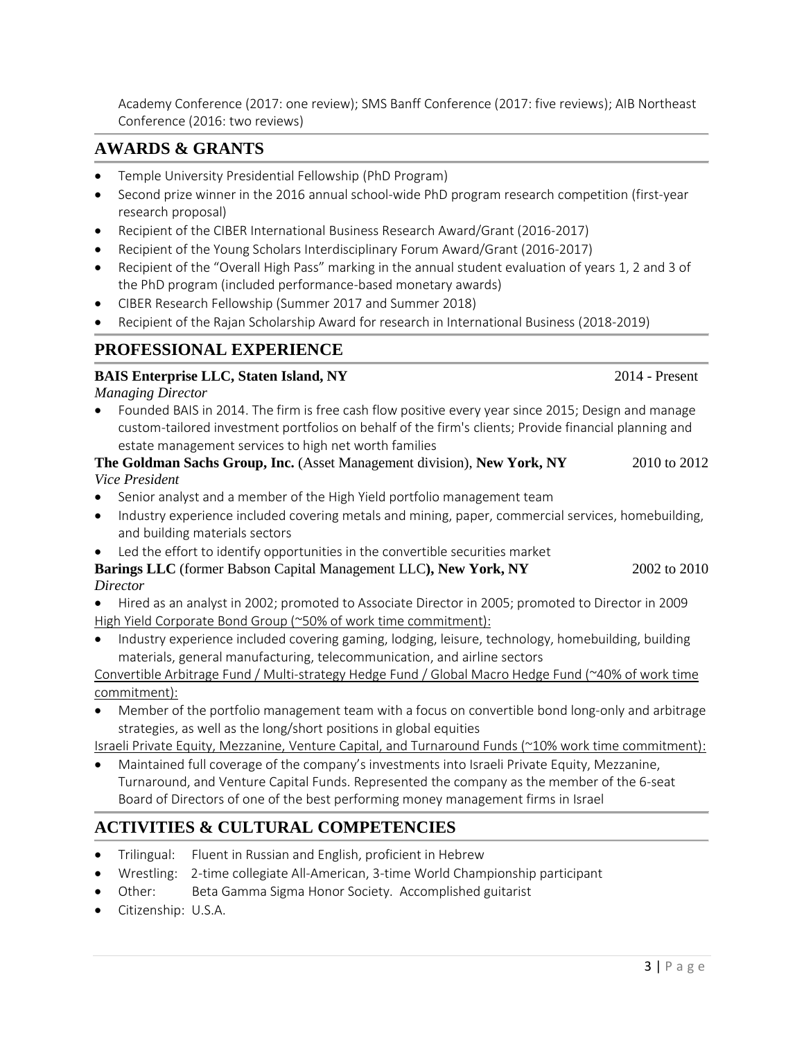Academy Conference (2017: one review); SMS Banff Conference (2017: five reviews); AIB Northeast Conference (2016: two reviews)

## AWARDS & GRANTS

- Temple University Presidential Fellowship (PhD Program)
- Second prize winner in the 2016 annual school-wide PhD program research competition (first-year research proposal)
- Recipient of the CIBER International Business Research Award/Grant (2016-2017)
- Recipient of the Young Scholars Interdisciplinary Forum Award/Grant (2016-2017)
- Recipient of the "Overall High Pass" marking in the annual student evaluation of years 1, 2 and 3 of the PhD program (included performance-based monetary awards)
- CIBER Research Fellowship (Summer 2017 and Summer 2018)
- Recipient of the Rajan Scholarship Award for research in International Business (2018-2019)

## PROFESSIONAL EXPERIENCE

**BAIS Enterprise LLC, Staten Island, NY** 2014 - Present
*Managing Director*

- Founded BAIS in 2014. The firm is free cash flow positive every year since 2015; Design and manage custom-tailored investment portfolios on behalf of the firm's clients; Provide financial planning and estate management services to high net worth families

**The Goldman Sachs Group, Inc.** (Asset Management division), **New York, NY** 2010 to 2012
*Vice President*

- Senior analyst and a member of the High Yield portfolio management team
- Industry experience included covering metals and mining, paper, commercial services, homebuilding, and building materials sectors
- Led the effort to identify opportunities in the convertible securities market

**Barings LLC** (former Babson Capital Management LLC**), New York, NY** 2002 to 2010
*Director*

- Hired as an analyst in 2002; promoted to Associate Director in 2005; promoted to Director in 2009

<u>High Yield Corporate Bond Group (~50% of work time commitment):</u>

- Industry experience included covering gaming, lodging, leisure, technology, homebuilding, building materials, general manufacturing, telecommunication, and airline sectors

<u>Convertible Arbitrage Fund / Multi-strategy Hedge Fund / Global Macro Hedge Fund (~40% of work time commitment):</u>

- Member of the portfolio management team with a focus on convertible bond long-only and arbitrage strategies, as well as the long/short positions in global equities

<u>Israeli Private Equity, Mezzanine, Venture Capital, and Turnaround Funds (~10% work time commitment):</u>

- Maintained full coverage of the company's investments into Israeli Private Equity, Mezzanine, Turnaround, and Venture Capital Funds. Represented the company as the member of the 6-seat Board of Directors of one of the best performing money management firms in Israel

## ACTIVITIES & CULTURAL COMPETENCIES

- Trilingual: Fluent in Russian and English, proficient in Hebrew
- Wrestling: 2-time collegiate All-American, 3-time World Championship participant
- Other: Beta Gamma Sigma Honor Society. Accomplished guitarist
- Citizenship: U.S.A.